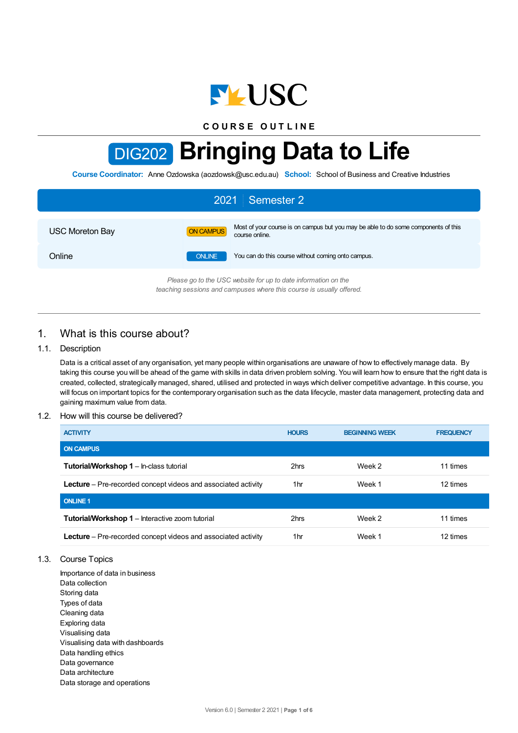USC

COURSE OUTLINE

# DIG202 Bringing Data to Life

**Course Coordinator:** Anne Ozdowska (aozdowsk@usc.edu.au) **School:** School of Business and Creative Industries

| 2021 Semester 2 | | |
|---|---|---|
| USC Moreton Bay | ON CAMPUS | Most of your course is on campus but you may be able to do some components of this course online. |
| Online | ONLINE | You can do this course without coming onto campus. |

*Please go to the USC website for up to date information on the teaching sessions and campuses where this course is usually offered.*

## 1. What is this course about?

### 1.1. Description

Data is a critical asset of any organisation, yet many people within organisations are unaware of how to effectively manage data. By taking this course you will be ahead of the game with skills in data driven problem solving. You will learn how to ensure that the right data is created, collected, strategically managed, shared, utilised and protected in ways which deliver competitive advantage. In this course, you will focus on important topics for the contemporary organisation such as the data lifecycle, master data management, protecting data and gaining maximum value from data.

### 1.2. How will this course be delivered?

| ACTIVITY | HOURS | BEGINNING WEEK | FREQUENCY |
|---|---|---|---|
| **ON CAMPUS** | | | |
| **Tutorial/Workshop 1** – In-class tutorial | 2hrs | Week 2 | 11 times |
| **Lecture** – Pre-recorded concept videos and associated activity | 1hr | Week 1 | 12 times |
| **ONLINE 1** | | | |
| **Tutorial/Workshop 1** – Interactive zoom tutorial | 2hrs | Week 2 | 11 times |
| **Lecture** – Pre-recorded concept videos and associated activity | 1hr | Week 1 | 12 times |

### 1.3. Course Topics

Importance of data in business
Data collection
Storing data
Types of data
Cleaning data
Exploring data
Visualising data
Visualising data with dashboards
Data handling ethics
Data governance
Data architecture
Data storage and operations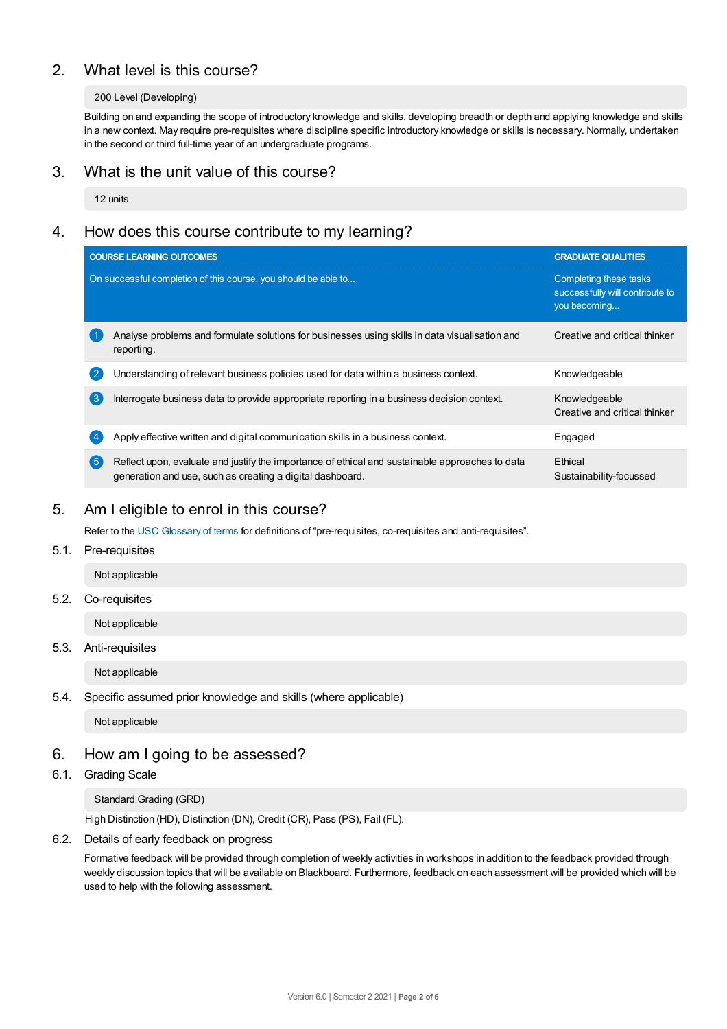## 2. What level is this course?

200 Level (Developing)

Building on and expanding the scope of introductory knowledge and skills, developing breadth or depth and applying knowledge and skills in a new context. May require pre-requisites where discipline specific introductory knowledge or skills is necessary. Normally, undertaken in the second or third full-time year of an undergraduate programs.

## 3. What is the unit value of this course?

12 units

## 4. How does this course contribute to my learning?

| COURSE LEARNING OUTCOMES<br>On successful completion of this course, you should be able to... | GRADUATE QUALITIES<br>Completing these tasks successfully will contribute to you becoming... |
|---|---|
| 1 Analyse problems and formulate solutions for businesses using skills in data visualisation and reporting. | Creative and critical thinker |
| 2 Understanding of relevant business policies used for data within a business context. | Knowledgeable |
| 3 Interrogate business data to provide appropriate reporting in a business decision context. | Knowledgeable<br>Creative and critical thinker |
| 4 Apply effective written and digital communication skills in a business context. | Engaged |
| 5 Reflect upon, evaluate and justify the importance of ethical and sustainable approaches to data generation and use, such as creating a digital dashboard. | Ethical<br>Sustainability-focussed |

## 5. Am I eligible to enrol in this course?

Refer to the USC Glossary of terms for definitions of "pre-requisites, co-requisites and anti-requisites".

### 5.1. Pre-requisites

Not applicable

### 5.2. Co-requisites

Not applicable

### 5.3. Anti-requisites

Not applicable

### 5.4. Specific assumed prior knowledge and skills (where applicable)

Not applicable

## 6. How am I going to be assessed?

### 6.1. Grading Scale

Standard Grading (GRD)

High Distinction (HD), Distinction (DN), Credit (CR), Pass (PS), Fail (FL).

### 6.2. Details of early feedback on progress

Formative feedback will be provided through completion of weekly activities in workshops in addition to the feedback provided through weekly discussion topics that will be available on Blackboard. Furthermore, feedback on each assessment will be provided which will be used to help with the following assessment.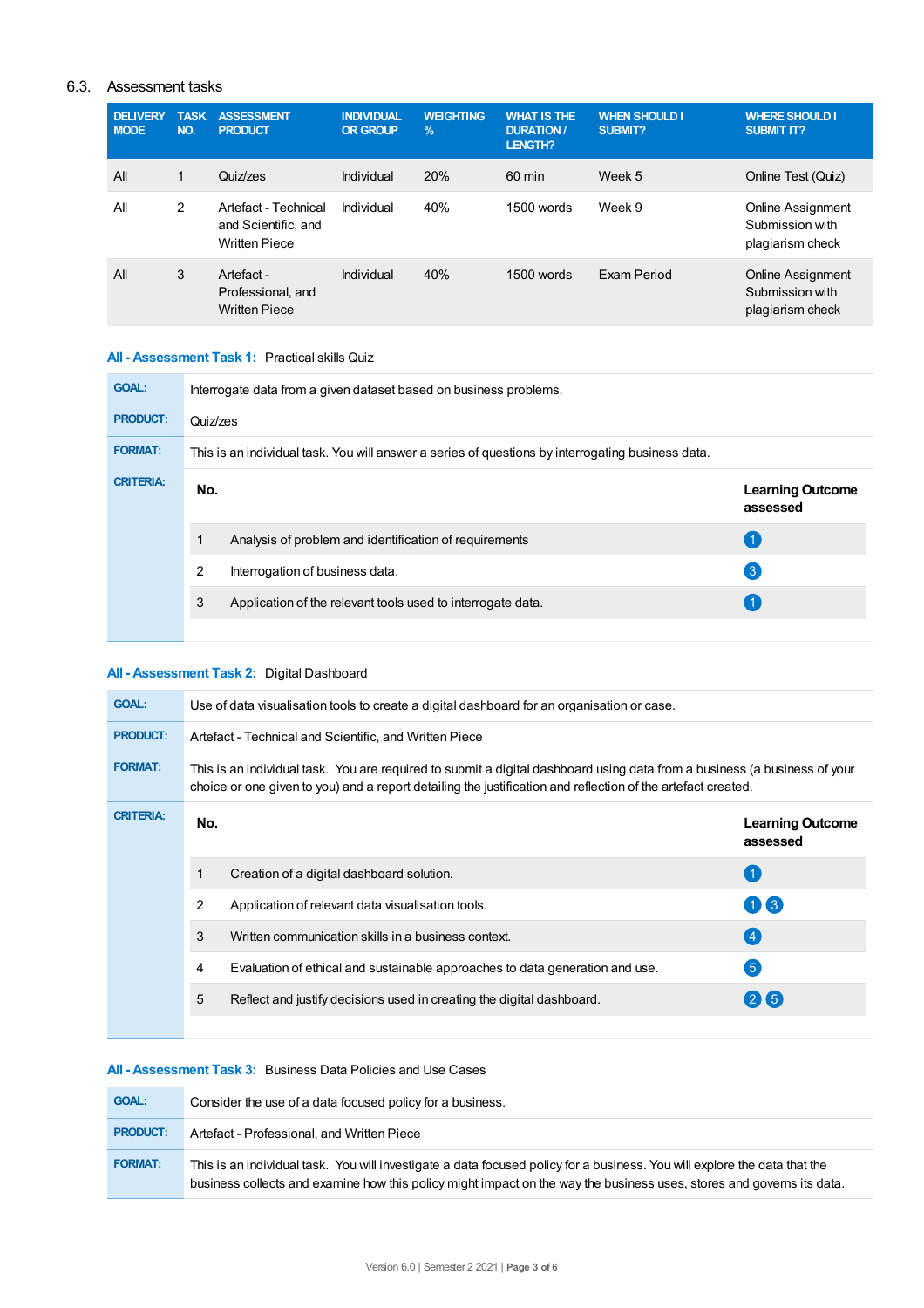### 6.3. Assessment tasks

| DELIVERY MODE | TASK NO. | ASSESSMENT PRODUCT | INDIVIDUAL OR GROUP | WEIGHTING % | WHAT IS THE DURATION / LENGTH? | WHEN SHOULD I SUBMIT? | WHERE SHOULD I SUBMIT IT? |
|---|---|---|---|---|---|---|---|
| All | 1 | Quiz/zes | Individual | 20% | 60 min | Week 5 | Online Test (Quiz) |
| All | 2 | Artefact - Technical and Scientific, and Written Piece | Individual | 40% | 1500 words | Week 9 | Online Assignment Submission with plagiarism check |
| All | 3 | Artefact - Professional, and Written Piece | Individual | 40% | 1500 words | Exam Period | Online Assignment Submission with plagiarism check |

**All - Assessment Task 1:** Practical skills Quiz

**GOAL:** Interrogate data from a given dataset based on business problems.

**PRODUCT:** Quiz/zes

**FORMAT:** This is an individual task. You will answer a series of questions by interrogating business data.

**CRITERIA:**

| No. | | Learning Outcome assessed |
|---|---|---|
| 1 | Analysis of problem and identification of requirements | 1 |
| 2 | Interrogation of business data. | 3 |
| 3 | Application of the relevant tools used to interrogate data. | 1 |

**All - Assessment Task 2:** Digital Dashboard

**GOAL:** Use of data visualisation tools to create a digital dashboard for an organisation or case.

**PRODUCT:** Artefact - Technical and Scientific, and Written Piece

**FORMAT:** This is an individual task. You are required to submit a digital dashboard using data from a business (a business of your choice or one given to you) and a report detailing the justification and reflection of the artefact created.

**CRITERIA:**

| No. | | Learning Outcome assessed |
|---|---|---|
| 1 | Creation of a digital dashboard solution. | 1 |
| 2 | Application of relevant data visualisation tools. | 1 3 |
| 3 | Written communication skills in a business context. | 4 |
| 4 | Evaluation of ethical and sustainable approaches to data generation and use. | 5 |
| 5 | Reflect and justify decisions used in creating the digital dashboard. | 2 5 |

**All - Assessment Task 3:** Business Data Policies and Use Cases

**GOAL:** Consider the use of a data focused policy for a business.

**PRODUCT:** Artefact - Professional, and Written Piece

**FORMAT:** This is an individual task. You will investigate a data focused policy for a business. You will explore the data that the business collects and examine how this policy might impact on the way the business uses, stores and governs its data.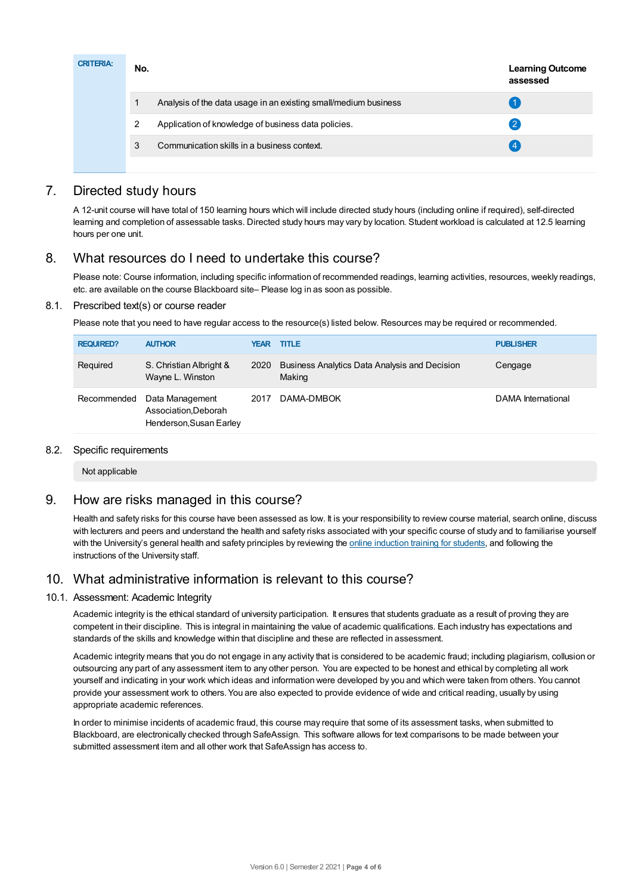| CRITERIA: | No. | | Learning Outcome assessed |
|---|---|---|---|
| | 1 | Analysis of the data usage in an existing small/medium business | 1 |
| | 2 | Application of knowledge of business data policies. | 2 |
| | 3 | Communication skills in a business context. | 4 |

## 7. Directed study hours

A 12-unit course will have total of 150 learning hours which will include directed study hours (including online if required), self-directed learning and completion of assessable tasks. Directed study hours may vary by location. Student workload is calculated at 12.5 learning hours per one unit.

## 8. What resources do I need to undertake this course?

Please note: Course information, including specific information of recommended readings, learning activities, resources, weekly readings, etc. are available on the course Blackboard site– Please log in as soon as possible.

### 8.1. Prescribed text(s) or course reader

Please note that you need to have regular access to the resource(s) listed below. Resources may be required or recommended.

| REQUIRED? | AUTHOR | YEAR | TITLE | PUBLISHER |
|---|---|---|---|---|
| Required | S. Christian Albright & Wayne L. Winston | 2020 | Business Analytics Data Analysis and Decision Making | Cengage |
| Recommended | Data Management Association,Deborah Henderson,Susan Earley | 2017 | DAMA-DMBOK | DAMA International |

### 8.2. Specific requirements

Not applicable

## 9. How are risks managed in this course?

Health and safety risks for this course have been assessed as low. It is your responsibility to review course material, search online, discuss with lecturers and peers and understand the health and safety risks associated with your specific course of study and to familiarise yourself with the University's general health and safety principles by reviewing the online induction training for students, and following the instructions of the University staff.

## 10. What administrative information is relevant to this course?

### 10.1. Assessment: Academic Integrity

Academic integrity is the ethical standard of university participation. It ensures that students graduate as a result of proving they are competent in their discipline. This is integral in maintaining the value of academic qualifications. Each industry has expectations and standards of the skills and knowledge within that discipline and these are reflected in assessment.

Academic integrity means that you do not engage in any activity that is considered to be academic fraud; including plagiarism, collusion or outsourcing any part of any assessment item to any other person. You are expected to be honest and ethical by completing all work yourself and indicating in your work which ideas and information were developed by you and which were taken from others. You cannot provide your assessment work to others. You are also expected to provide evidence of wide and critical reading, usually by using appropriate academic references.

In order to minimise incidents of academic fraud, this course may require that some of its assessment tasks, when submitted to Blackboard, are electronically checked through SafeAssign. This software allows for text comparisons to be made between your submitted assessment item and all other work that SafeAssign has access to.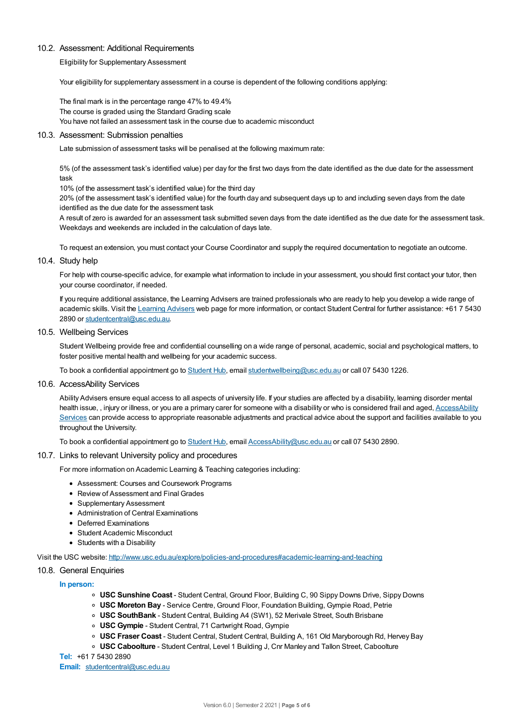### 10.2. Assessment: Additional Requirements

Eligibility for Supplementary Assessment

Your eligibility for supplementary assessment in a course is dependent of the following conditions applying:

The final mark is in the percentage range 47% to 49.4%
The course is graded using the Standard Grading scale
You have not failed an assessment task in the course due to academic misconduct

### 10.3. Assessment: Submission penalties

Late submission of assessment tasks will be penalised at the following maximum rate:

5% (of the assessment task's identified value) per day for the first two days from the date identified as the due date for the assessment task
10% (of the assessment task's identified value) for the third day
20% (of the assessment task's identified value) for the fourth day and subsequent days up to and including seven days from the date identified as the due date for the assessment task
A result of zero is awarded for an assessment task submitted seven days from the date identified as the due date for the assessment task. Weekdays and weekends are included in the calculation of days late.

To request an extension, you must contact your Course Coordinator and supply the required documentation to negotiate an outcome.

### 10.4. Study help

For help with course-specific advice, for example what information to include in your assessment, you should first contact your tutor, then your course coordinator, if needed.

If you require additional assistance, the Learning Advisers are trained professionals who are ready to help you develop a wide range of academic skills. Visit the Learning Advisers web page for more information, or contact Student Central for further assistance: +61 7 5430 2890 or studentcentral@usc.edu.au.

### 10.5. Wellbeing Services

Student Wellbeing provide free and confidential counselling on a wide range of personal, academic, social and psychological matters, to foster positive mental health and wellbeing for your academic success.

To book a confidential appointment go to Student Hub, email studentwellbeing@usc.edu.au or call 07 5430 1226.

### 10.6. AccessAbility Services

Ability Advisers ensure equal access to all aspects of university life. If your studies are affected by a disability, learning disorder mental health issue, , injury or illness, or you are a primary carer for someone with a disability or who is considered frail and aged, AccessAbility Services can provide access to appropriate reasonable adjustments and practical advice about the support and facilities available to you throughout the University.

To book a confidential appointment go to Student Hub, email AccessAbility@usc.edu.au or call 07 5430 2890.

### 10.7. Links to relevant University policy and procedures

For more information on Academic Learning & Teaching categories including:

- Assessment: Courses and Coursework Programs
- Review of Assessment and Final Grades
- Supplementary Assessment
- Administration of Central Examinations
- Deferred Examinations
- Student Academic Misconduct
- Students with a Disability

Visit the USC website: http://www.usc.edu.au/explore/policies-and-procedures#academic-learning-and-teaching

### 10.8. General Enquiries

**In person:**

- **USC Sunshine Coast** - Student Central, Ground Floor, Building C, 90 Sippy Downs Drive, Sippy Downs
- **USC Moreton Bay** - Service Centre, Ground Floor, Foundation Building, Gympie Road, Petrie
- **USC SouthBank** - Student Central, Building A4 (SW1), 52 Merivale Street, South Brisbane
- **USC Gympie** - Student Central, 71 Cartwright Road, Gympie
- **USC Fraser Coast** - Student Central, Student Central, Building A, 161 Old Maryborough Rd, Hervey Bay
- **USC Caboolture** - Student Central, Level 1 Building J, Cnr Manley and Tallon Street, Caboolture

**Tel:** +61 7 5430 2890

**Email:** studentcentral@usc.edu.au